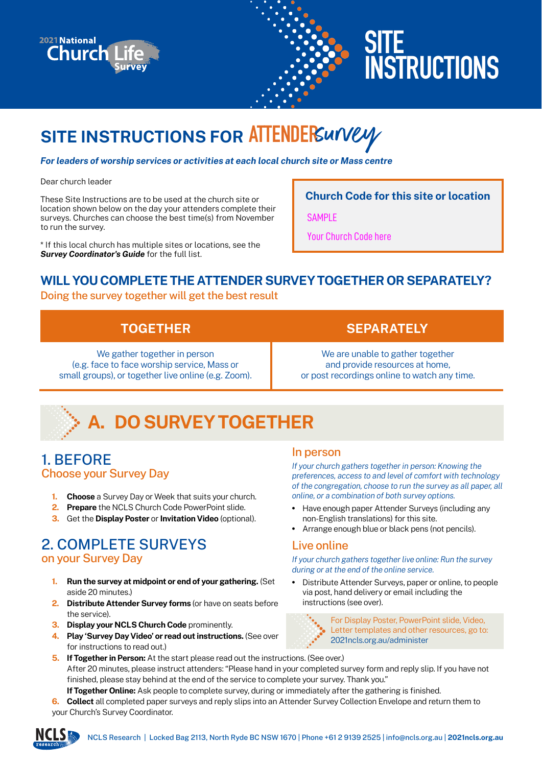2021 National Church Life Survey

# SITE INSTRUCTIONS

## SITE INSTRUCTIONS FOR ATTENDER Survey

***For leaders of worship services or activities at each local church site or Mass centre***

Dear church leader

These Site Instructions are to be used at the church site or location shown below on the day your attenders complete their surveys. Churches can choose the best time(s) from November to run the survey.

\* If this local church has multiple sites or locations, see the ***Survey Coordinator's Guide*** for the full list.

**Church Code for this site or location**

SAMPLE

Your Church Code here

## WILL YOU COMPLETE THE ATTENDER SURVEY TOGETHER OR SEPARATELY?

Doing the survey together will get the best result

| TOGETHER | SEPARATELY |
|---|---|
| We gather together in person (e.g. face to face worship service, Mass or small groups), or together live online (e.g. Zoom). | We are unable to gather together and provide resources at home, or post recordings online to watch any time. |

## A. DO SURVEY TOGETHER

### 1. BEFORE

Choose your Survey Day

1. **Choose** a Survey Day or Week that suits your church.
2. **Prepare** the NCLS Church Code PowerPoint slide.
3. Get the **Display Poster** or **Invitation Video** (optional).

### 2. COMPLETE SURVEYS

on your Survey Day

1. **Run the survey at midpoint or end of your gathering.** (Set aside 20 minutes.)
2. **Distribute Attender Survey forms** (or have on seats before the service).
3. **Display your NCLS Church Code** prominently.
4. **Play 'Survey Day Video' or read out instructions.** (See over for instructions to read out.)
5. **If Together in Person:** At the start please read out the instructions. (See over.)
   After 20 minutes, please instruct attenders: "Please hand in your completed survey form and reply slip. If you have not finished, please stay behind at the end of the service to complete your survey. Thank you."
   **If Together Online:** Ask people to complete survey, during or immediately after the gathering is finished.
6. **Collect** all completed paper surveys and reply slips into an Attender Survey Collection Envelope and return them to your Church's Survey Coordinator.

### In person

*If your church gathers together in person: Knowing the preferences, access to and level of comfort with technology of the congregation, choose to run the survey as all paper, all online, or a combination of both survey options.*

- Have enough paper Attender Surveys (including any non-English translations) for this site.
- Arrange enough blue or black pens (not pencils).

### Live online

*If your church gathers together live online: Run the survey during or at the end of the online service.*

- Distribute Attender Surveys, paper or online, to people via post, hand delivery or email including the instructions (see over).

For Display Poster, PowerPoint slide, Video, Letter templates and other resources, go to: 2021ncls.org.au/administer

NCLS Research | Locked Bag 2113, North Ryde BC NSW 1670 | Phone +61 2 9139 2525 | info@ncls.org.au | **2021ncls.org.au**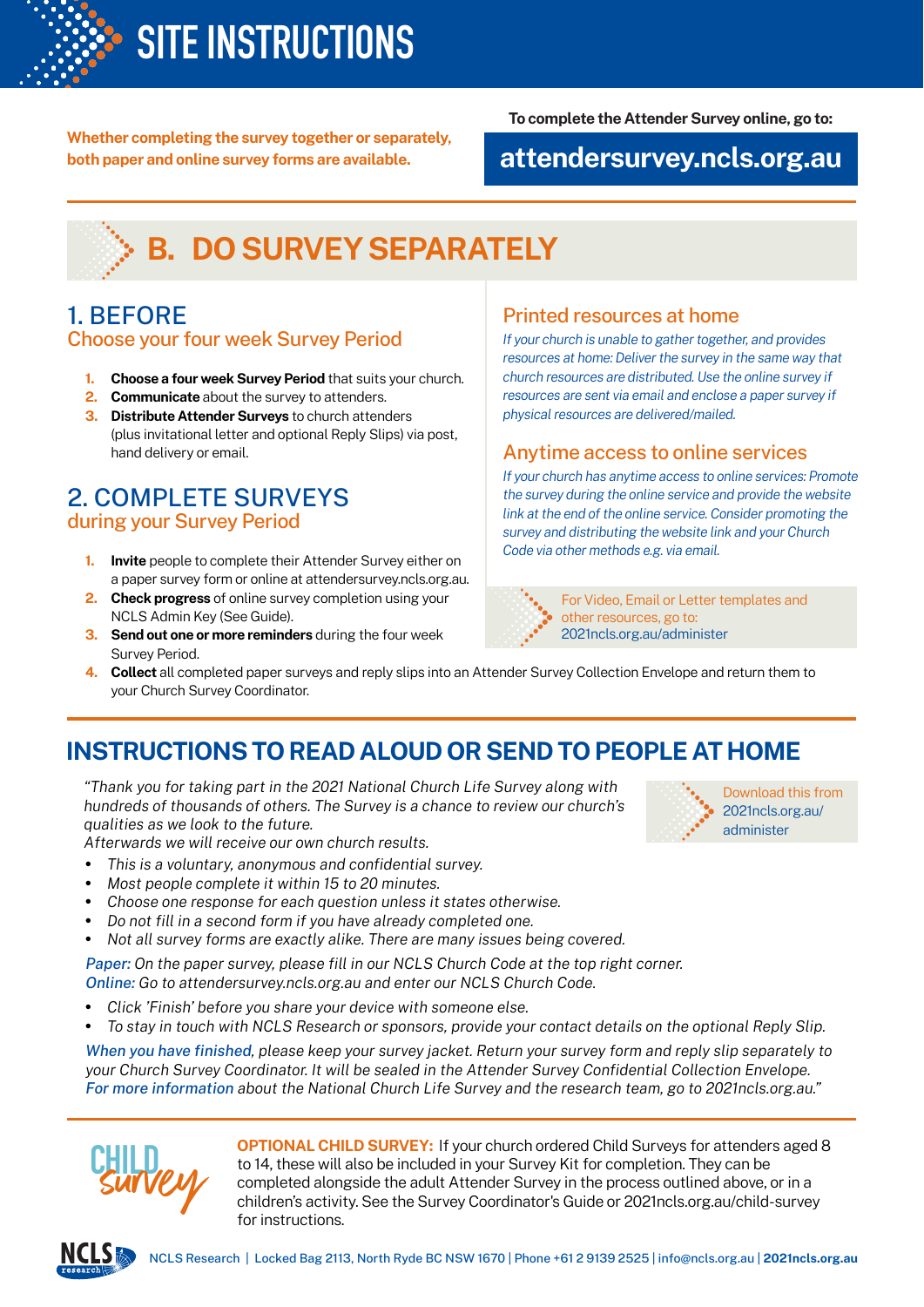# SITE INSTRUCTIONS

**Whether completing the survey together or separately, both paper and online survey forms are available.**

**To complete the Attender Survey online, go to:**

**attendersurvey.ncls.org.au**

## B. DO SURVEY SEPARATELY

### 1. BEFORE
#### Choose your four week Survey Period

1. **Choose a four week Survey Period** that suits your church.
2. **Communicate** about the survey to attenders.
3. **Distribute Attender Surveys** to church attenders (plus invitational letter and optional Reply Slips) via post, hand delivery or email.

### 2. COMPLETE SURVEYS
#### during your Survey Period

1. **Invite** people to complete their Attender Survey either on a paper survey form or online at attendersurvey.ncls.org.au.
2. **Check progress** of online survey completion using your NCLS Admin Key (See Guide).
3. **Send out one or more reminders** during the four week Survey Period.
4. **Collect** all completed paper surveys and reply slips into an Attender Survey Collection Envelope and return them to your Church Survey Coordinator.

### Printed resources at home

*If your church is unable to gather together, and provides resources at home: Deliver the survey in the same way that church resources are distributed. Use the online survey if resources are sent via email and enclose a paper survey if physical resources are delivered/mailed.*

### Anytime access to online services

*If your church has anytime access to online services: Promote the survey during the online service and provide the website link at the end of the online service. Consider promoting the survey and distributing the website link and your Church Code via other methods e.g. via email.*

For Video, Email or Letter templates and other resources, go to: 2021ncls.org.au/administer

## INSTRUCTIONS TO READ ALOUD OR SEND TO PEOPLE AT HOME

Download this from 2021ncls.org.au/administer

*"Thank you for taking part in the 2021 National Church Life Survey along with hundreds of thousands of others. The Survey is a chance to review our church's qualities as we look to the future.*
*Afterwards we will receive our own church results.*

- *This is a voluntary, anonymous and confidential survey.*
- *Most people complete it within 15 to 20 minutes.*
- *Choose one response for each question unless it states otherwise.*
- *Do not fill in a second form if you have already completed one.*
- *Not all survey forms are exactly alike. There are many issues being covered.*

*Paper: On the paper survey, please fill in our NCLS Church Code at the top right corner.*
*Online: Go to attendersurvey.ncls.org.au and enter our NCLS Church Code.*

- *Click 'Finish' before you share your device with someone else.*
- *To stay in touch with NCLS Research or sponsors, provide your contact details on the optional Reply Slip.*

*When you have finished, please keep your survey jacket. Return your survey form and reply slip separately to your Church Survey Coordinator. It will be sealed in the Attender Survey Confidential Collection Envelope.*
*For more information about the National Church Life Survey and the research team, go to 2021ncls.org.au."*

CHILD survey

**OPTIONAL CHILD SURVEY:** If your church ordered Child Surveys for attenders aged 8 to 14, these will also be included in your Survey Kit for completion. They can be completed alongside the adult Attender Survey in the process outlined above, or in a children's activity. See the Survey Coordinator's Guide or 2021ncls.org.au/child-survey for instructions.

NCLS Research | Locked Bag 2113, North Ryde BC NSW 1670 | Phone +61 2 9139 2525 | info@ncls.org.au | **2021ncls.org.au**